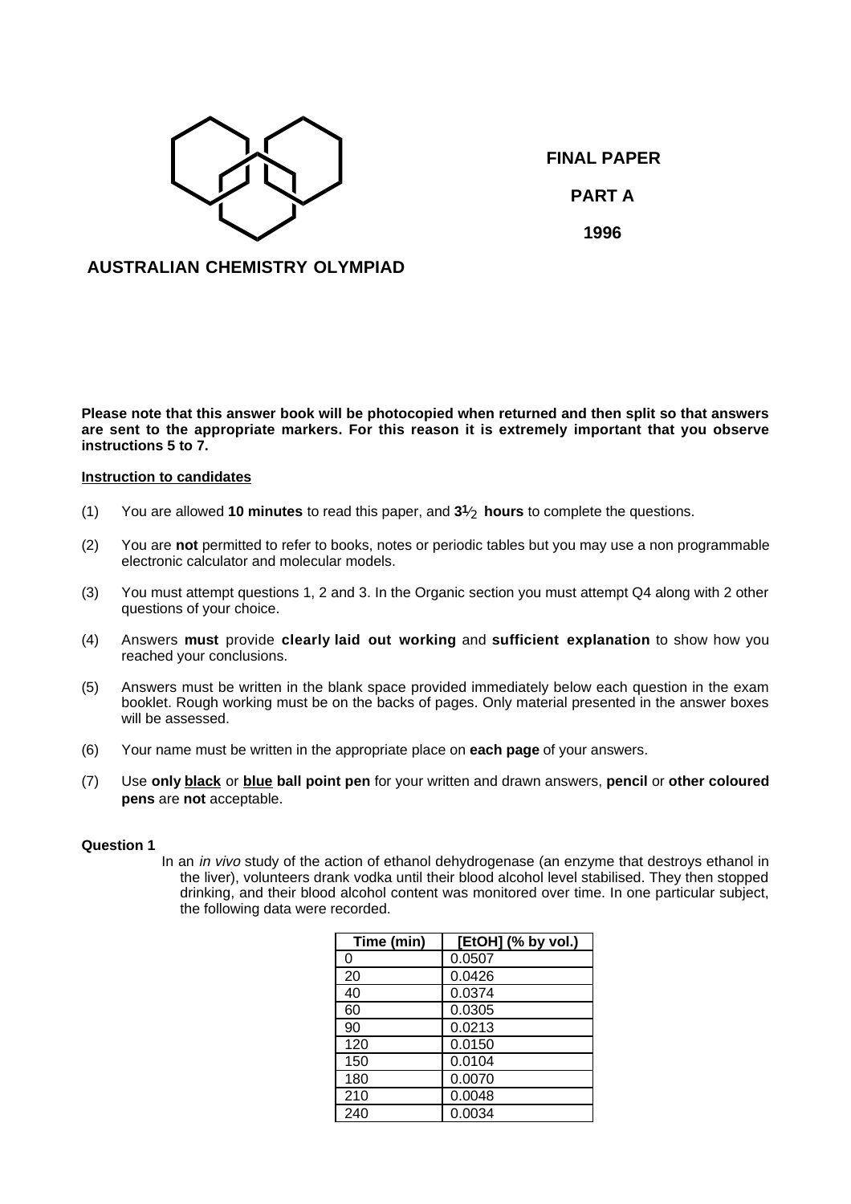**FINAL PAPER**

**PART A**

**1996**

**AUSTRALIAN CHEMISTRY OLYMPIAD**

**Please note that this answer book will be photocopied when returned and then split so that answers are sent to the appropriate markers. For this reason it is extremely important that you observe instructions 5 to 7.**

**Instruction to candidates**

(1) You are allowed **10 minutes** to read this paper, and **3½ hours** to complete the questions.

(2) You are **not** permitted to refer to books, notes or periodic tables but you may use a non programmable electronic calculator and molecular models.

(3) You must attempt questions 1, 2 and 3. In the Organic section you must attempt Q4 along with 2 other questions of your choice.

(4) Answers **must** provide **clearly laid out working** and **sufficient explanation** to show how you reached your conclusions.

(5) Answers must be written in the blank space provided immediately below each question in the exam booklet. Rough working must be on the backs of pages. Only material presented in the answer boxes will be assessed.

(6) Your name must be written in the appropriate place on **each page** of your answers.

(7) Use **only black** or **blue ball point pen** for your written and drawn answers, **pencil** or **other coloured pens** are **not** acceptable.

**Question 1**

In an *in vivo* study of the action of ethanol dehydrogenase (an enzyme that destroys ethanol in the liver), volunteers drank vodka until their blood alcohol level stabilised. They then stopped drinking, and their blood alcohol content was monitored over time. In one particular subject, the following data were recorded.

| Time (min) | [EtOH] (% by vol.) |
|---|---|
| 0 | 0.0507 |
| 20 | 0.0426 |
| 40 | 0.0374 |
| 60 | 0.0305 |
| 90 | 0.0213 |
| 120 | 0.0150 |
| 150 | 0.0104 |
| 180 | 0.0070 |
| 210 | 0.0048 |
| 240 | 0.0034 |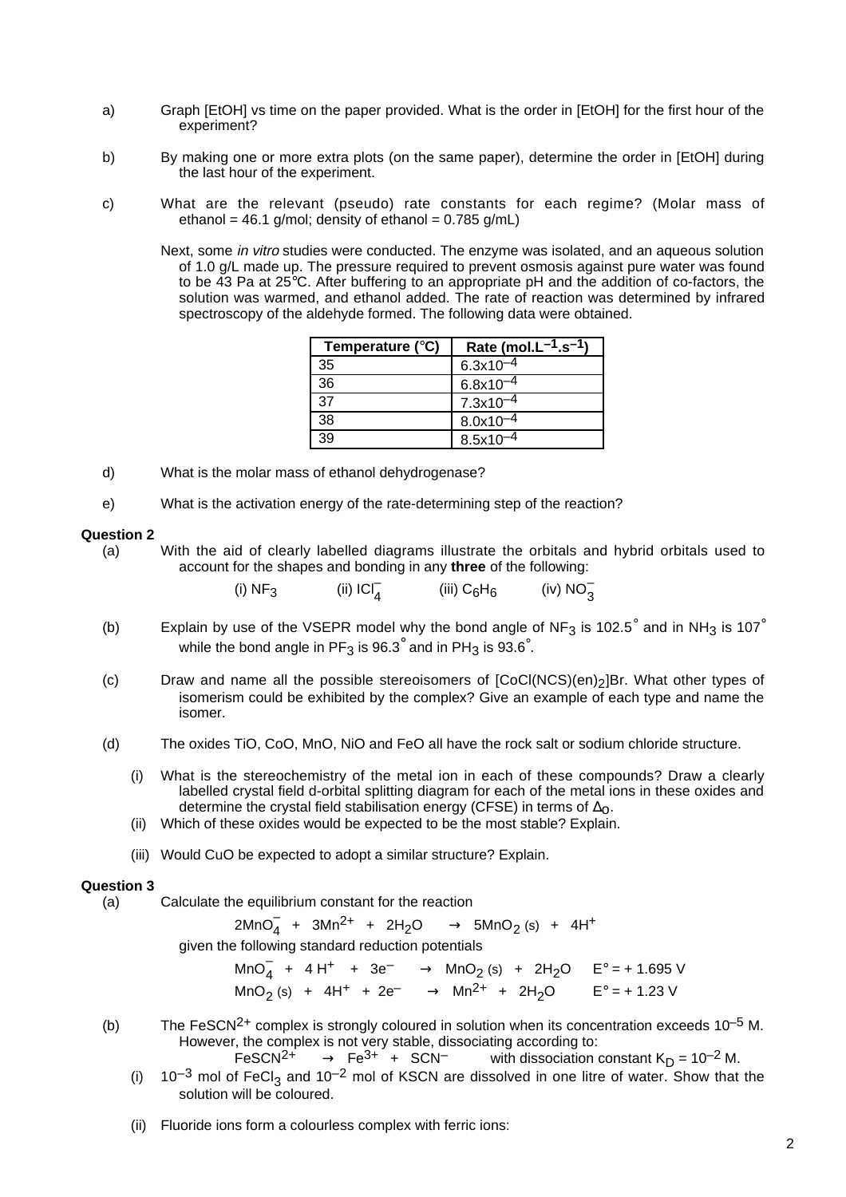a) Graph [EtOH] vs time on the paper provided. What is the order in [EtOH] for the first hour of the experiment?

b) By making one or more extra plots (on the same paper), determine the order in [EtOH] during the last hour of the experiment.

c) What are the relevant (pseudo) rate constants for each regime? (Molar mass of ethanol = 46.1 g/mol; density of ethanol = 0.785 g/mL)

Next, some *in vitro* studies were conducted. The enzyme was isolated, and an aqueous solution of 1.0 g/L made up. The pressure required to prevent osmosis against pure water was found to be 43 Pa at 25°C. After buffering to an appropriate pH and the addition of co-factors, the solution was warmed, and ethanol added. The rate of reaction was determined by infrared spectroscopy of the aldehyde formed. The following data were obtained.

| Temperature (°C) | Rate ($mol.L^{-1}.s^{-1}$) |
|---|---|
| 35 | $6.3 \times 10^{-4}$ |
| 36 | $6.8 \times 10^{-4}$ |
| 37 | $7.3 \times 10^{-4}$ |
| 38 | $8.0 \times 10^{-4}$ |
| 39 | $8.5 \times 10^{-4}$ |

d) What is the molar mass of ethanol dehydrogenase?

e) What is the activation energy of the rate-determining step of the reaction?

**Question 2**

(a) With the aid of clearly labelled diagrams illustrate the orbitals and hybrid orbitals used to account for the shapes and bonding in any **three** of the following:

(i) $NF_3$ (ii) $ICl_4^-$ (iii) $C_6H_6$ (iv) $NO_3^-$

(b) Explain by use of the VSEPR model why the bond angle of $NF_3$ is 102.5° and in $NH_3$ is 107° while the bond angle in $PF_3$ is 96.3° and in $PH_3$ is 93.6°.

(c) Draw and name all the possible stereoisomers of $[CoCl(NCS)(en)_2]Br$. What other types of isomerism could be exhibited by the complex? Give an example of each type and name the isomer.

(d) The oxides TiO, CoO, MnO, NiO and FeO all have the rock salt or sodium chloride structure.

(i) What is the stereochemistry of the metal ion in each of these compounds? Draw a clearly labelled crystal field d-orbital splitting diagram for each of the metal ions in these oxides and determine the crystal field stabilisation energy (CFSE) in terms of $\Delta_O$.

(ii) Which of these oxides would be expected to be the most stable? Explain.

(iii) Would CuO be expected to adopt a similar structure? Explain.

**Question 3**

(a) Calculate the equilibrium constant for the reaction

$$2MnO_4^- + 3Mn^{2+} + 2H_2O \rightarrow 5MnO_{2\,(s)} + 4H^+$$

given the following standard reduction potentials

$$MnO_4^- + 4H^+ + 3e^- \rightarrow MnO_{2\,(s)} + 2H_2O \qquad E° = +1.695\ V$$

$$MnO_{2\,(s)} + 4H^+ + 2e^- \rightarrow Mn^{2+} + 2H_2O \qquad E° = +1.23\ V$$

(b) The $FeSCN^{2+}$ complex is strongly coloured in solution when its concentration exceeds $10^{-5}$ M. However, the complex is not very stable, dissociating according to:

$$FeSCN^{2+} \rightarrow Fe^{3+} + SCN^- \qquad \text{with dissociation constant } K_D = 10^{-2}\ M.$$

(i) $10^{-3}$ mol of $FeCl_3$ and $10^{-2}$ mol of KSCN are dissolved in one litre of water. Show that the solution will be coloured.

(ii) Fluoride ions form a colourless complex with ferric ions: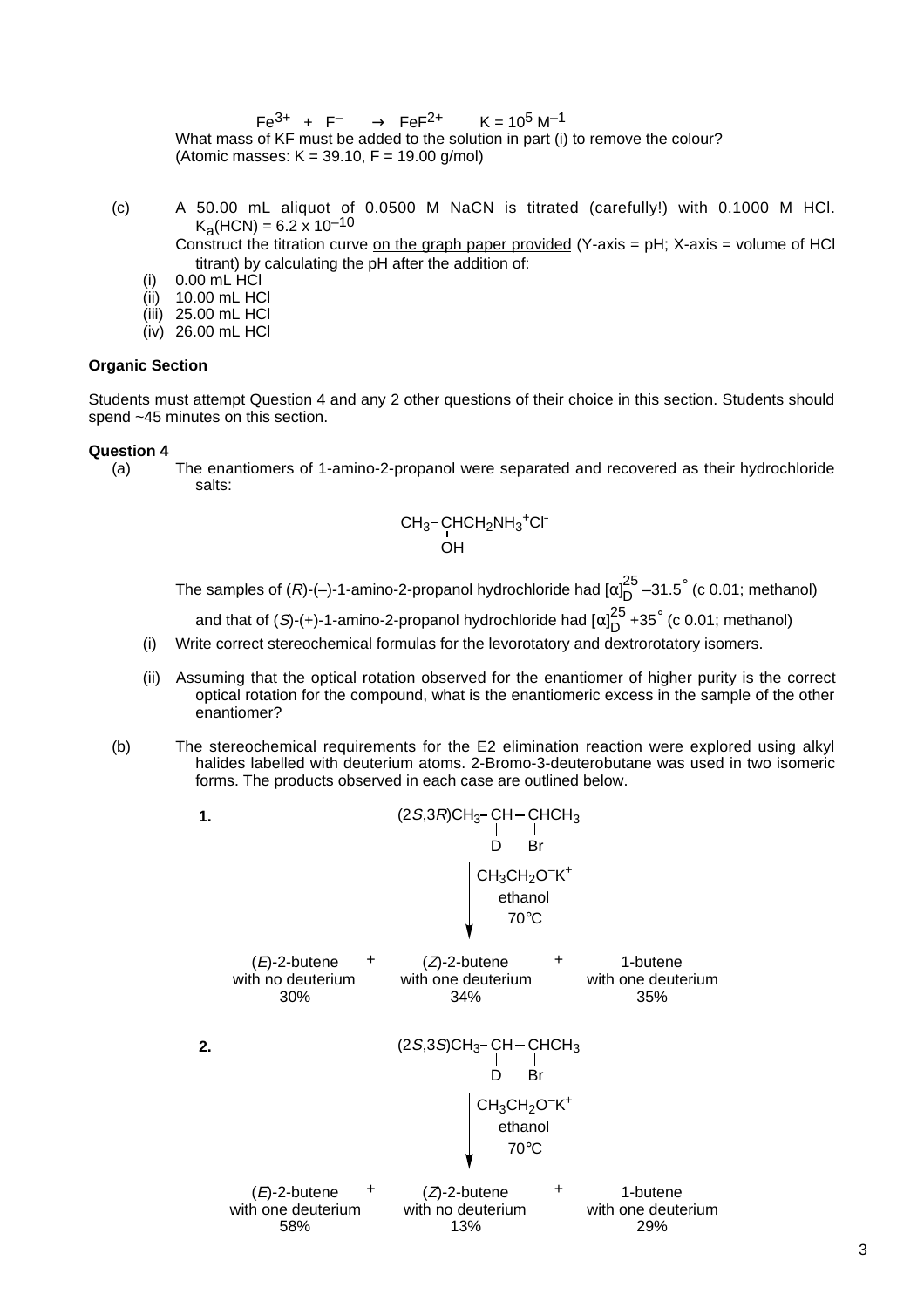$$Fe^{3+} + F^- \rightarrow FeF^{2+} \qquad K = 10^5\ M^{-1}$$

What mass of KF must be added to the solution in part (i) to remove the colour? (Atomic masses: K = 39.10, F = 19.00 g/mol)

(c) A 50.00 mL aliquot of 0.0500 M NaCN is titrated (carefully!) with 0.1000 M HCl. $K_a(HCN) = 6.2 \times 10^{-10}$

Construct the titration curve on the graph paper provided (Y-axis = pH; X-axis = volume of HCl titrant) by calculating the pH after the addition of:

(i) 0.00 mL HCl
(ii) 10.00 mL HCl
(iii) 25.00 mL HCl
(iv) 26.00 mL HCl

**Organic Section**

Students must attempt Question 4 and any 2 other questions of their choice in this section. Students should spend ~45 minutes on this section.

**Question 4**

(a) The enantiomers of 1-amino-2-propanol were separated and recovered as their hydrochloride salts:

$$CH_3-\underset{\displaystyle OH}{\underset{|}{C}}HCH_2NH_3^+Cl^-$$

The samples of (*R*)-(–)-1-amino-2-propanol hydrochloride had $[\alpha]_D^{25}$ –31.5° (c 0.01; methanol) and that of (*S*)-(+)-1-amino-2-propanol hydrochloride had $[\alpha]_D^{25}$ +35° (c 0.01; methanol)

(i) Write correct stereochemical formulas for the levorotatory and dextrorotatory isomers.

(ii) Assuming that the optical rotation observed for the enantiomer of higher purity is the correct optical rotation for the compound, what is the enantiomeric excess in the sample of the other enantiomer?

(b) The stereochemical requirements for the E2 elimination reaction were explored using alkyl halides labelled with deuterium atoms. 2-Bromo-3-deuterobutane was used in two isomeric forms. The products observed in each case are outlined below.

**1.** (2*S*,3*R*)$CH_3-\underset{\displaystyle D}{\underset{|}{C}}H-\underset{\displaystyle Br}{\underset{|}{C}}HCH_3$

$\downarrow$ $CH_3CH_2O^-K^+$, ethanol, 70°C

(*E*)-2-butene with no deuterium 30% + (*Z*)-2-butene with one deuterium 34% + 1-butene with one deuterium 35%

**2.** (2*S*,3*S*)$CH_3-\underset{\displaystyle D}{\underset{|}{C}}H-\underset{\displaystyle Br}{\underset{|}{C}}HCH_3$

$\downarrow$ $CH_3CH_2O^-K^+$, ethanol, 70°C

(*E*)-2-butene with one deuterium 58% + (*Z*)-2-butene with no deuterium 13% + 1-butene with one deuterium 29%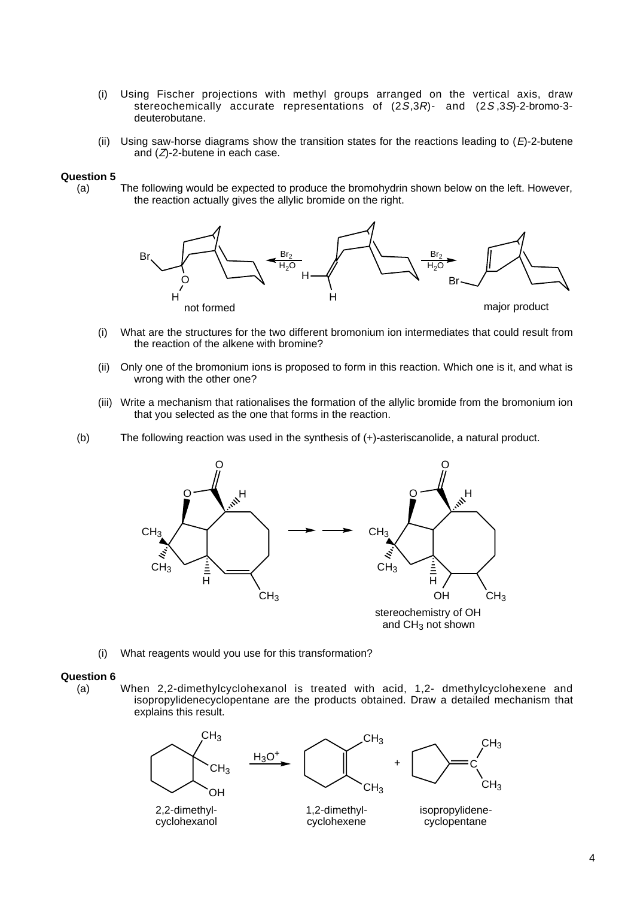(i) Using Fischer projections with methyl groups arranged on the vertical axis, draw stereochemically accurate representations of (2*S*,3*R*)- and (2*S*,3*S*)-2-bromo-3-deuterobutane.

(ii) Using saw-horse diagrams show the transition states for the reactions leading to (*E*)-2-butene and (*Z*)-2-butene in each case.

**Question 5**

(a) The following would be expected to produce the bromohydrin shown below on the left. However, the reaction actually gives the allylic bromide on the right.

not formed ← $Br_2$, $H_2O$ — alkene — $Br_2$, $H_2O$ → major product

(i) What are the structures for the two different bromonium ion intermediates that could result from the reaction of the alkene with bromine?

(ii) Only one of the bromonium ions is proposed to form in this reaction. Which one is it, and what is wrong with the other one?

(iii) Write a mechanism that rationalises the formation of the allylic bromide from the bromonium ion that you selected as the one that forms in the reaction.

(b) The following reaction was used in the synthesis of (+)-asteriscanolide, a natural product.

stereochemistry of OH and $CH_3$ not shown

(i) What reagents would you use for this transformation?

**Question 6**

(a) When 2,2-dimethylcyclohexanol is treated with acid, 1,2- dmethylcyclohexene and isopropylidenecyclopentane are the products obtained. Draw a detailed mechanism that explains this result.

2,2-dimethylcyclohexanol $\xrightarrow{H_3O^+}$ 1,2-dimethylcyclohexene + isopropylidenecyclopentane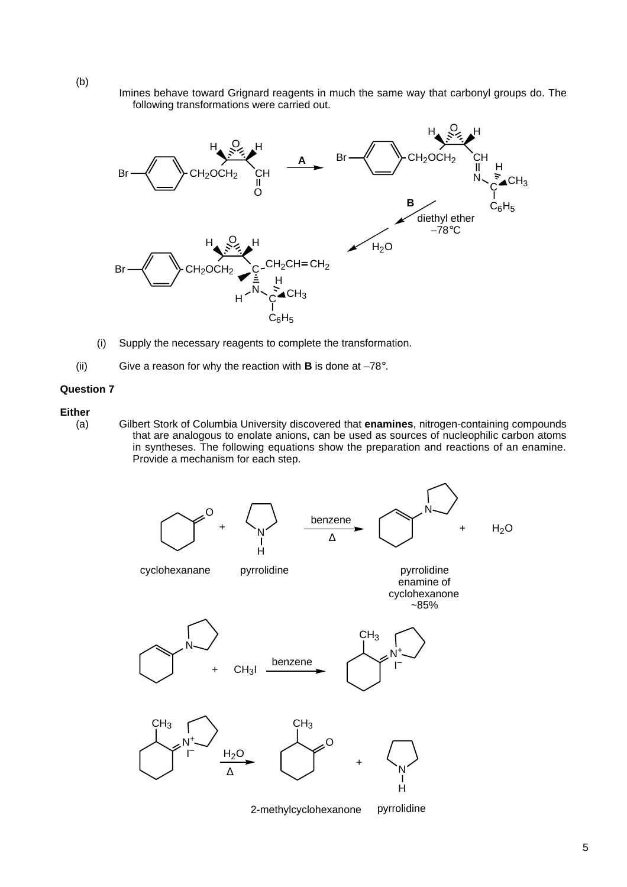(b)

Imines behave toward Grignard reagents in much the same way that carbonyl groups do. The following transformations were carried out.

A

B
diethyl ether
–78°C

$H_2O$

(i) Supply the necessary reagents to complete the transformation.

(ii) Give a reason for why the reaction with **B** is done at –78°.

**Question 7**

**Either**

(a) Gilbert Stork of Columbia University discovered that **enamines**, nitrogen-containing compounds that are analogous to enolate anions, can be used as sources of nucleophilic carbon atoms in syntheses. The following equations show the preparation and reactions of an enamine. Provide a mechanism for each step.

cyclohexanane + pyrrolidine —(benzene, Δ)→ pyrrolidine enamine of cyclohexanone ~85% + $H_2O$

pyrrolidine enamine of cyclohexanone + $CH_3I$ —(benzene)→ iminium iodide salt ($I^-$)

iminium iodide salt —($H_2O$, Δ)→ 2-methylcyclohexanone + pyrrolidine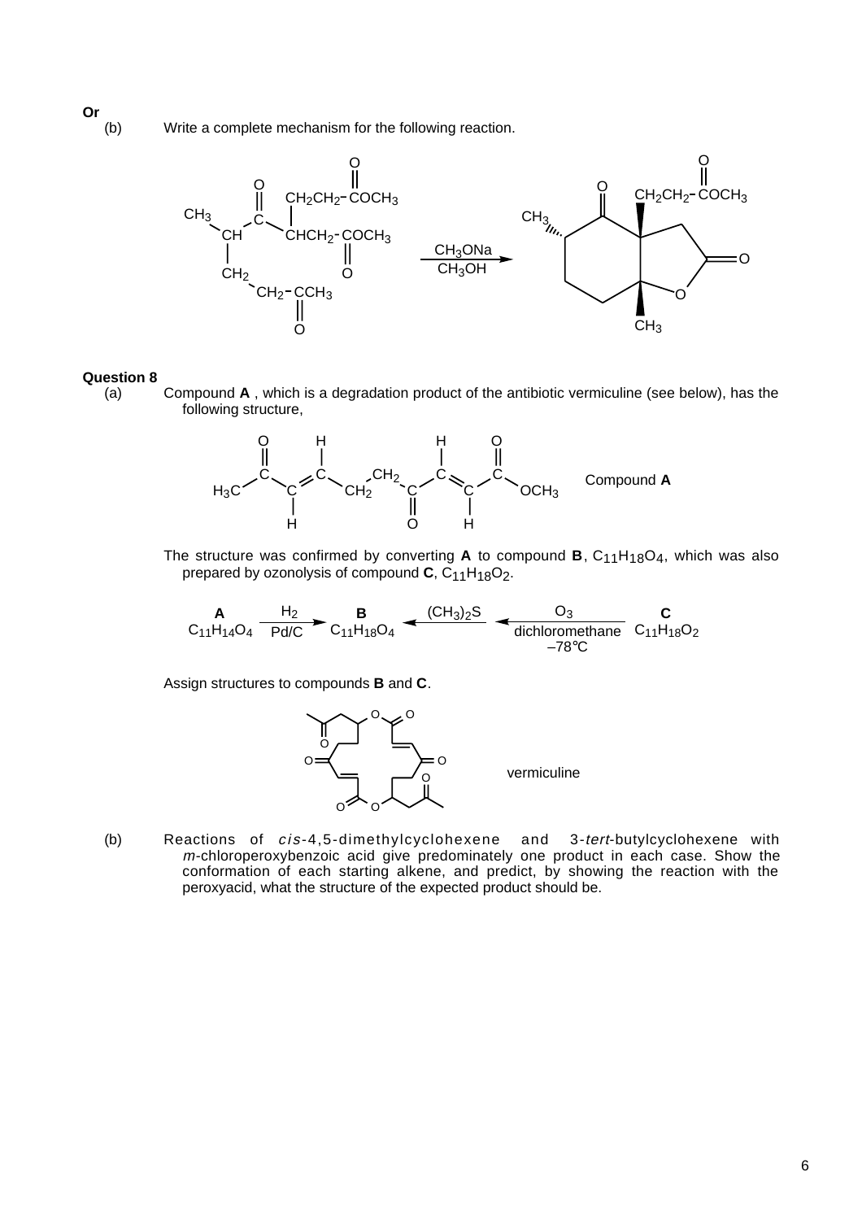**Or**

(b) Write a complete mechanism for the following reaction.

$\xrightarrow[CH_3OH]{CH_3ONa}$

## Question 8

(a) Compound **A** , which is a degradation product of the antibiotic vermiculine (see below), has the following structure,

$H_3C{-}CO{-}CH{=}CH{-}CH_2{-}CH_2{-}CO{-}CH{=}CH{-}CO{-}OCH_3$ Compound **A**

The structure was confirmed by converting **A** to compound **B**, $C_{11}H_{18}O_4$, which was also prepared by ozonolysis of compound **C**, $C_{11}H_{18}O_2$.

$$\underset{C_{11}H_{14}O_4}{\mathbf{A}} \xrightarrow[Pd/C]{H_2} \underset{C_{11}H_{18}O_4}{\mathbf{B}} \xleftarrow{(CH_3)_2S} \xleftarrow[\text{dichloromethane, } -78°C]{O_3} \underset{C_{11}H_{18}O_2}{\mathbf{C}}$$

Assign structures to compounds **B** and **C**.

vermiculine

(b) Reactions of *cis*-4,5-dimethylcyclohexene and 3-*tert*-butylcyclohexene with *m*-chloroperoxybenzoic acid give predominately one product in each case. Show the conformation of each starting alkene, and predict, by showing the reaction with the peroxyacid, what the structure of the expected product should be.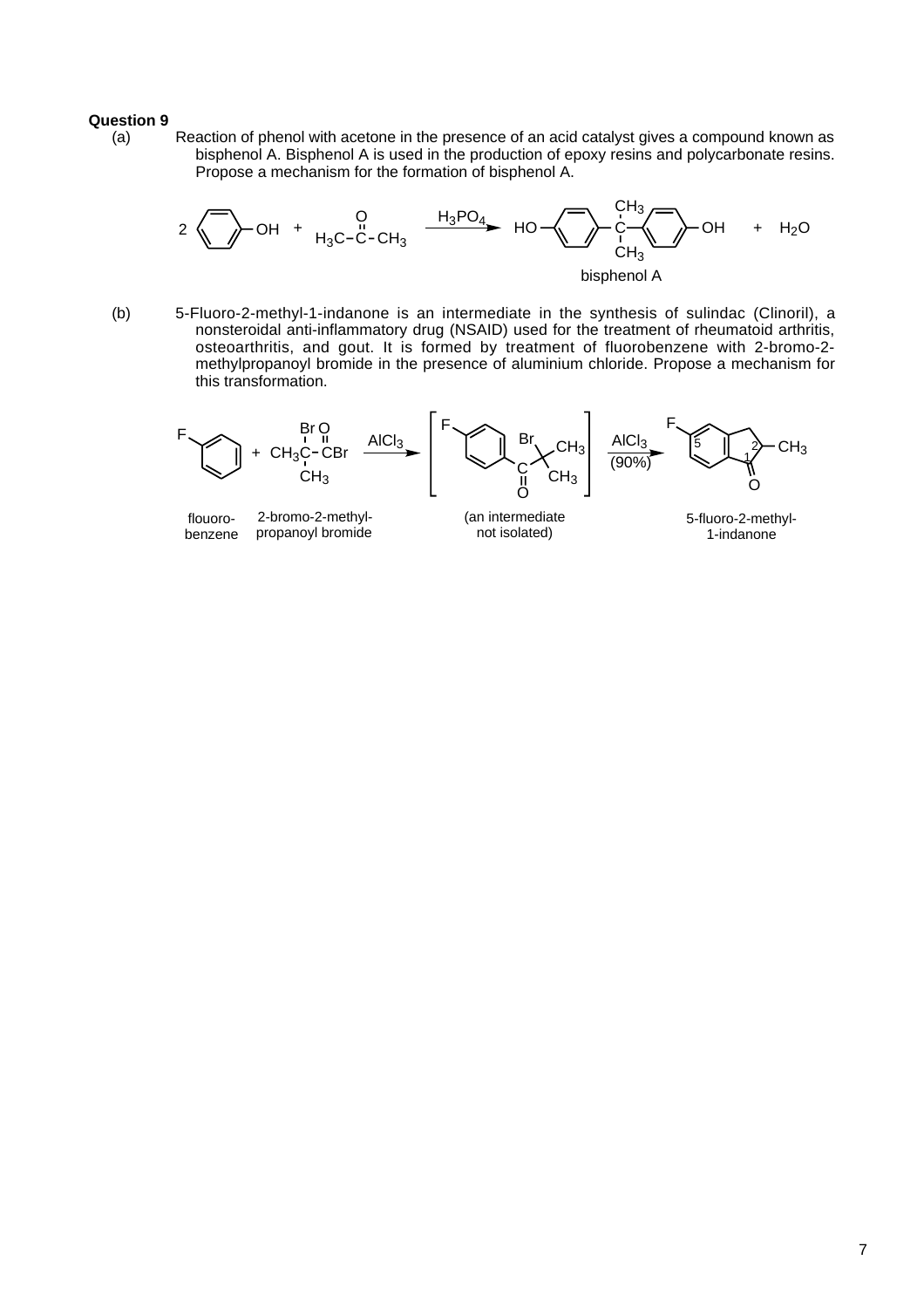**Question 9**

(a) Reaction of phenol with acetone in the presence of an acid catalyst gives a compound known as bisphenol A. Bisphenol A is used in the production of epoxy resins and polycarbonate resins. Propose a mechanism for the formation of bisphenol A.

$$2\ C_6H_5OH + H_3C{-}CO{-}CH_3 \xrightarrow{H_3PO_4} HO{-}C_6H_4{-}C(CH_3)_2{-}C_6H_4{-}OH + H_2O$$

bisphenol A

(b) 5-Fluoro-2-methyl-1-indanone is an intermediate in the synthesis of sulindac (Clinoril), a nonsteroidal anti-inflammatory drug (NSAID) used for the treatment of rheumatoid arthritis, osteoarthritis, and gout. It is formed by treatment of fluorobenzene with 2-bromo-2-methylpropanoyl bromide in the presence of aluminium chloride. Propose a mechanism for this transformation.

$$C_6H_5F + CH_3C(Br)(CH_3){-}C(=O)Br \xrightarrow{AlCl_3} \left[ F{-}C_6H_4{-}C(=O){-}C(Br)(CH_3)_2 \right] \xrightarrow[(90\%)]{AlCl_3} \text{5-fluoro-2-methyl-1-indanone}$$

flouoro-benzene

2-bromo-2-methyl-propanoyl bromide

(an intermediate not isolated)

5-fluoro-2-methyl-1-indanone